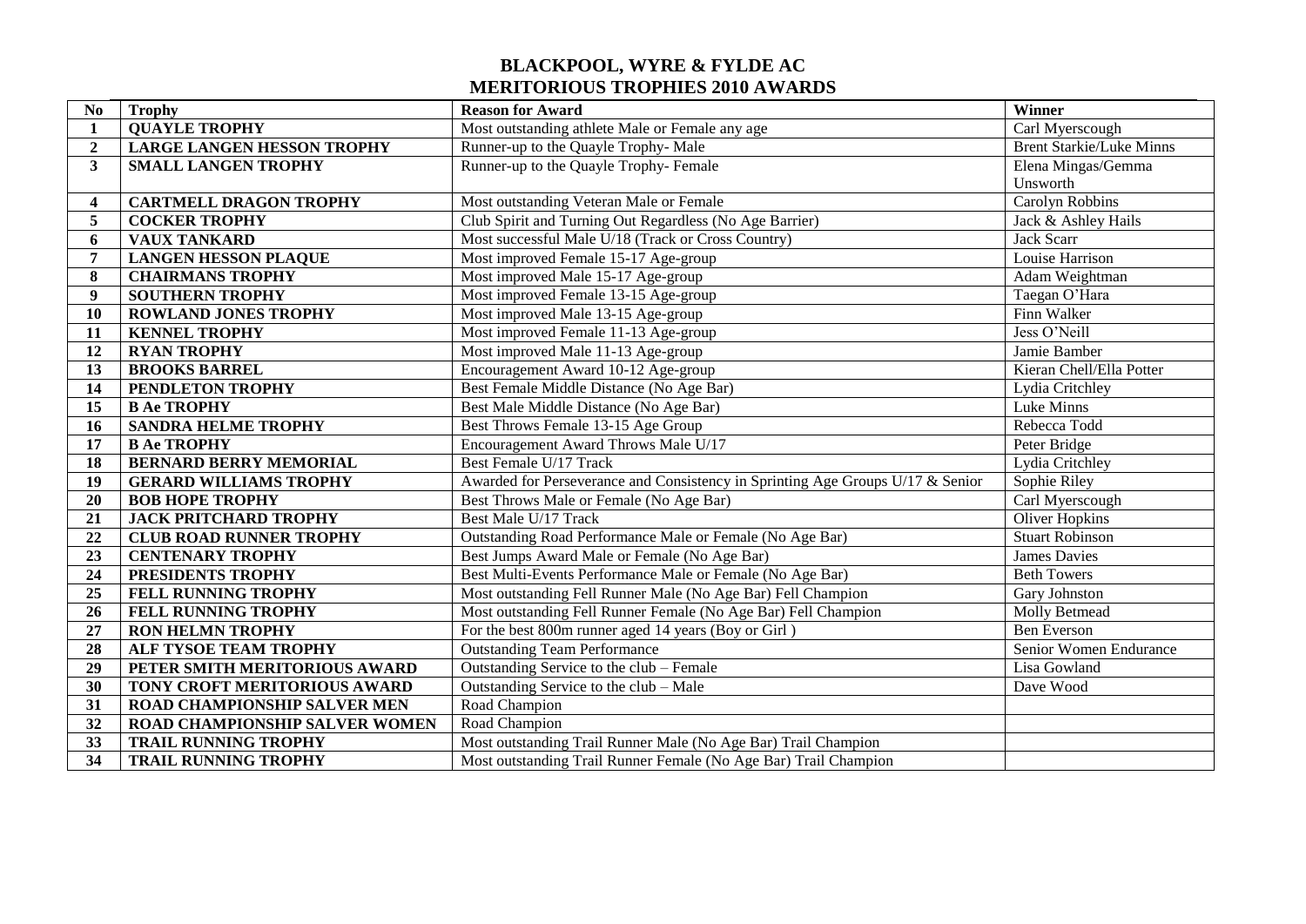# BLACKPOOL, WYRE & FYLDE AC
## MERITORIOUS TROPHIES 2010 AWARDS

| No | Trophy | Reason for Award | Winner |
|---|---|---|---|
| 1 | QUAYLE TROPHY | Most outstanding athlete Male or Female any age | Carl Myerscough |
| 2 | LARGE LANGEN HESSON TROPHY | Runner-up to the Quayle Trophy- Male | Brent Starkie/Luke Minns |
| 3 | SMALL LANGEN TROPHY | Runner-up to the Quayle Trophy- Female | Elena Mingas/Gemma Unsworth |
| 4 | CARTMELL DRAGON TROPHY | Most outstanding Veteran Male or Female | Carolyn Robbins |
| 5 | COCKER TROPHY | Club Spirit and Turning Out Regardless (No Age Barrier) | Jack & Ashley Hails |
| 6 | VAUX TANKARD | Most successful Male U/18 (Track or Cross Country) | Jack Scarr |
| 7 | LANGEN HESSON PLAQUE | Most improved Female 15-17 Age-group | Louise Harrison |
| 8 | CHAIRMANS TROPHY | Most improved Male 15-17 Age-group | Adam Weightman |
| 9 | SOUTHERN TROPHY | Most improved Female 13-15 Age-group | Taegan O'Hara |
| 10 | ROWLAND JONES TROPHY | Most improved Male 13-15 Age-group | Finn Walker |
| 11 | KENNEL TROPHY | Most improved Female 11-13 Age-group | Jess O'Neill |
| 12 | RYAN TROPHY | Most improved Male 11-13 Age-group | Jamie Bamber |
| 13 | BROOKS BARREL | Encouragement Award 10-12 Age-group | Kieran Chell/Ella Potter |
| 14 | PENDLETON TROPHY | Best Female Middle Distance (No Age Bar) | Lydia Critchley |
| 15 | B Ae TROPHY | Best Male Middle Distance (No Age Bar) | Luke Minns |
| 16 | SANDRA HELME TROPHY | Best Throws Female 13-15 Age Group | Rebecca Todd |
| 17 | B Ae TROPHY | Encouragement Award Throws Male U/17 | Peter Bridge |
| 18 | BERNARD BERRY MEMORIAL | Best Female U/17 Track | Lydia Critchley |
| 19 | GERARD WILLIAMS TROPHY | Awarded for Perseverance and Consistency in Sprinting Age Groups U/17 & Senior | Sophie Riley |
| 20 | BOB HOPE TROPHY | Best Throws Male or Female (No Age Bar) | Carl Myerscough |
| 21 | JACK PRITCHARD TROPHY | Best Male U/17 Track | Oliver Hopkins |
| 22 | CLUB ROAD RUNNER TROPHY | Outstanding Road Performance Male or Female (No Age Bar) | Stuart Robinson |
| 23 | CENTENARY TROPHY | Best Jumps Award Male or Female (No Age Bar) | James Davies |
| 24 | PRESIDENTS TROPHY | Best Multi-Events Performance Male or Female (No Age Bar) | Beth Towers |
| 25 | FELL RUNNING TROPHY | Most outstanding Fell Runner Male (No Age Bar) Fell Champion | Gary Johnston |
| 26 | FELL RUNNING TROPHY | Most outstanding Fell Runner Female (No Age Bar) Fell Champion | Molly Betmead |
| 27 | RON HELMN TROPHY | For the best 800m runner aged 14 years (Boy or Girl ) | Ben Everson |
| 28 | ALF TYSOE TEAM TROPHY | Outstanding Team Performance | Senior Women Endurance |
| 29 | PETER SMITH MERITORIOUS AWARD | Outstanding Service to the club – Female | Lisa Gowland |
| 30 | TONY CROFT MERITORIOUS AWARD | Outstanding Service to the club – Male | Dave Wood |
| 31 | ROAD CHAMPIONSHIP SALVER MEN | Road Champion | |
| 32 | ROAD CHAMPIONSHIP SALVER WOMEN | Road Champion | |
| 33 | TRAIL RUNNING TROPHY | Most outstanding Trail Runner Male (No Age Bar) Trail Champion | |
| 34 | TRAIL RUNNING TROPHY | Most outstanding Trail Runner Female (No Age Bar) Trail Champion | |